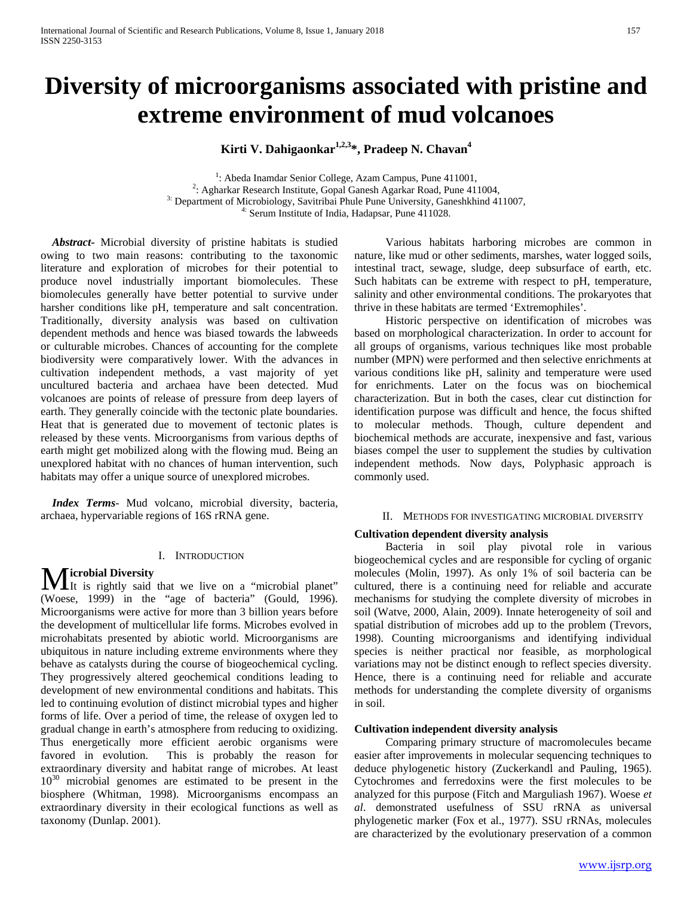# Diversity of microorganisms associated with pristine and extreme environment of mud volcanoes

**Kirti V. Dahigaonkar[1,2,3]*, Pradeep N. Chavan[4]**

[1]: Abeda Inamdar Senior College, Azam Campus, Pune 411001,
[2]: Agharkar Research Institute, Gopal Ganesh Agarkar Road, Pune 411004,
[3]: Department of Microbiology, Savitribai Phule Pune University, Ganeshkhind 411007,
[4]: Serum Institute of India, Hadapsar, Pune 411028.

***Abstract-*** Microbial diversity of pristine habitats is studied owing to two main reasons: contributing to the taxonomic literature and exploration of microbes for their potential to produce novel industrially important biomolecules. These biomolecules generally have better potential to survive under harsher conditions like pH, temperature and salt concentration. Traditionally, diversity analysis was based on cultivation dependent methods and hence was biased towards the labweeds or culturable microbes. Chances of accounting for the complete biodiversity were comparatively lower. With the advances in cultivation independent methods, a vast majority of yet uncultured bacteria and archaea have been detected. Mud volcanoes are points of release of pressure from deep layers of earth. They generally coincide with the tectonic plate boundaries. Heat that is generated due to movement of tectonic plates is released by these vents. Microorganisms from various depths of earth might get mobilized along with the flowing mud. Being an unexplored habitat with no chances of human intervention, such habitats may offer a unique source of unexplored microbes.

***Index Terms-*** Mud volcano, microbial diversity, bacteria, archaea, hypervariable regions of 16S rRNA gene.

## I. Introduction

**Microbial Diversity**

It is rightly said that we live on a "microbial planet" (Woese, 1999) in the "age of bacteria" (Gould, 1996). Microorganisms were active for more than 3 billion years before the development of multicellular life forms. Microbes evolved in microhabitats presented by abiotic world. Microorganisms are ubiquitous in nature including extreme environments where they behave as catalysts during the course of biogeochemical cycling. They progressively altered geochemical conditions leading to development of new environmental conditions and habitats. This led to continuing evolution of distinct microbial types and higher forms of life. Over a period of time, the release of oxygen led to gradual change in earth's atmosphere from reducing to oxidizing. Thus energetically more efficient aerobic organisms were favored in evolution. This is probably the reason for extraordinary diversity and habitat range of microbes. At least $10^{30}$ microbial genomes are estimated to be present in the biosphere (Whitman, 1998). Microorganisms encompass an extraordinary diversity in their ecological functions as well as taxonomy (Dunlap. 2001).

Various habitats harboring microbes are common in nature, like mud or other sediments, marshes, water logged soils, intestinal tract, sewage, sludge, deep subsurface of earth, etc. Such habitats can be extreme with respect to pH, temperature, salinity and other environmental conditions. The prokaryotes that thrive in these habitats are termed 'Extremophiles'.

Historic perspective on identification of microbes was based on morphological characterization. In order to account for all groups of organisms, various techniques like most probable number (MPN) were performed and then selective enrichments at various conditions like pH, salinity and temperature were used for enrichments. Later on the focus was on biochemical characterization. But in both the cases, clear cut distinction for identification purpose was difficult and hence, the focus shifted to molecular methods. Though, culture dependent and biochemical methods are accurate, inexpensive and fast, various biases compel the user to supplement the studies by cultivation independent methods. Now days, Polyphasic approach is commonly used.

## II. Methods for investigating microbial diversity

**Cultivation dependent diversity analysis**

Bacteria in soil play pivotal role in various biogeochemical cycles and are responsible for cycling of organic molecules (Molin, 1997). As only 1% of soil bacteria can be cultured, there is a continuing need for reliable and accurate mechanisms for studying the complete diversity of microbes in soil (Watve, 2000, Alain, 2009). Innate heterogeneity of soil and spatial distribution of microbes add up to the problem (Trevors, 1998). Counting microorganisms and identifying individual species is neither practical nor feasible, as morphological variations may not be distinct enough to reflect species diversity. Hence, there is a continuing need for reliable and accurate methods for understanding the complete diversity of organisms in soil.

**Cultivation independent diversity analysis**

Comparing primary structure of macromolecules became easier after improvements in molecular sequencing techniques to deduce phylogenetic history (Zuckerkandl and Pauling, 1965). Cytochromes and ferredoxins were the first molecules to be analyzed for this purpose (Fitch and Marguliash 1967). Woese *et al*. demonstrated usefulness of SSU rRNA as universal phylogenetic marker (Fox et al., 1977). SSU rRNAs, molecules are characterized by the evolutionary preservation of a common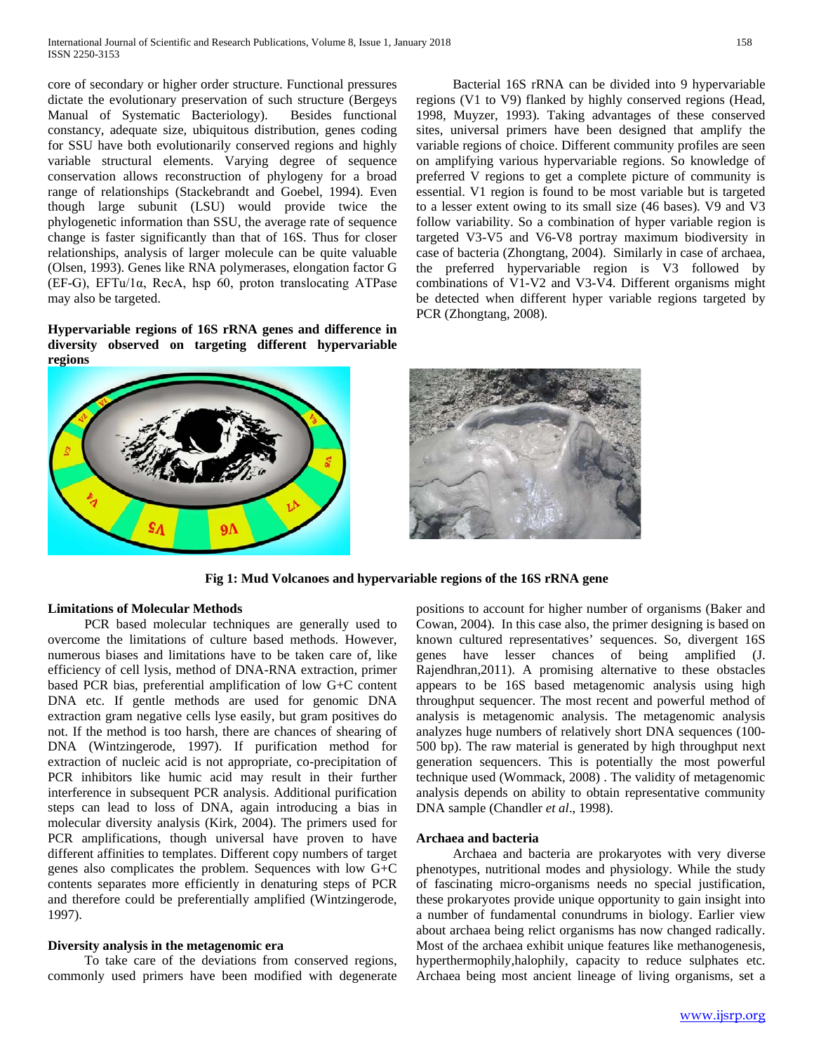core of secondary or higher order structure. Functional pressures dictate the evolutionary preservation of such structure (Bergeys Manual of Systematic Bacteriology). Besides functional constancy, adequate size, ubiquitous distribution, genes coding for SSU have both evolutionarily conserved regions and highly variable structural elements. Varying degree of sequence conservation allows reconstruction of phylogeny for a broad range of relationships (Stackebrandt and Goebel, 1994). Even though large subunit (LSU) would provide twice the phylogenetic information than SSU, the average rate of sequence change is faster significantly than that of 16S. Thus for closer relationships, analysis of larger molecule can be quite valuable (Olsen, 1993). Genes like RNA polymerases, elongation factor G (EF-G), EFTu/1α, RecA, hsp 60, proton translocating ATPase may also be targeted.

**Hypervariable regions of 16S rRNA genes and difference in diversity observed on targeting different hypervariable regions**

Bacterial 16S rRNA can be divided into 9 hypervariable regions (V1 to V9) flanked by highly conserved regions (Head, 1998, Muyzer, 1993). Taking advantages of these conserved sites, universal primers have been designed that amplify the variable regions of choice. Different community profiles are seen on amplifying various hypervariable regions. So knowledge of preferred V regions to get a complete picture of community is essential. V1 region is found to be most variable but is targeted to a lesser extent owing to its small size (46 bases). V9 and V3 follow variability. So a combination of hyper variable region is targeted V3-V5 and V6-V8 portray maximum biodiversity in case of bacteria (Zhongtang, 2004). Similarly in case of archaea, the preferred hypervariable region is V3 followed by combinations of V1-V2 and V3-V4. Different organisms might be detected when different hyper variable regions targeted by PCR (Zhongtang, 2008).

**Fig 1: Mud Volcanoes and hypervariable regions of the 16S rRNA gene**

**Limitations of Molecular Methods**

PCR based molecular techniques are generally used to overcome the limitations of culture based methods. However, numerous biases and limitations have to be taken care of, like efficiency of cell lysis, method of DNA-RNA extraction, primer based PCR bias, preferential amplification of low G+C content DNA etc. If gentle methods are used for genomic DNA extraction gram negative cells lyse easily, but gram positives do not. If the method is too harsh, there are chances of shearing of DNA (Wintzingerode, 1997). If purification method for extraction of nucleic acid is not appropriate, co-precipitation of PCR inhibitors like humic acid may result in their further interference in subsequent PCR analysis. Additional purification steps can lead to loss of DNA, again introducing a bias in molecular diversity analysis (Kirk, 2004). The primers used for PCR amplifications, though universal have proven to have different affinities to templates. Different copy numbers of target genes also complicates the problem. Sequences with low G+C contents separates more efficiently in denaturing steps of PCR and therefore could be preferentially amplified (Wintzingerode, 1997).

**Diversity analysis in the metagenomic era**

To take care of the deviations from conserved regions, commonly used primers have been modified with degenerate positions to account for higher number of organisms (Baker and Cowan, 2004). In this case also, the primer designing is based on known cultured representatives' sequences. So, divergent 16S genes have lesser chances of being amplified (J. Rajendhran,2011). A promising alternative to these obstacles appears to be 16S based metagenomic analysis using high throughput sequencer. The most recent and powerful method of analysis is metagenomic analysis. The metagenomic analysis analyzes huge numbers of relatively short DNA sequences (100-500 bp). The raw material is generated by high throughput next generation sequencers. This is potentially the most powerful technique used (Wommack, 2008) . The validity of metagenomic analysis depends on ability to obtain representative community DNA sample (Chandler *et al*., 1998).

**Archaea and bacteria**

Archaea and bacteria are prokaryotes with very diverse phenotypes, nutritional modes and physiology. While the study of fascinating micro-organisms needs no special justification, these prokaryotes provide unique opportunity to gain insight into a number of fundamental conundrums in biology. Earlier view about archaea being relict organisms has now changed radically. Most of the archaea exhibit unique features like methanogenesis, hyperthermophily,halophily, capacity to reduce sulphates etc. Archaea being most ancient lineage of living organisms, set a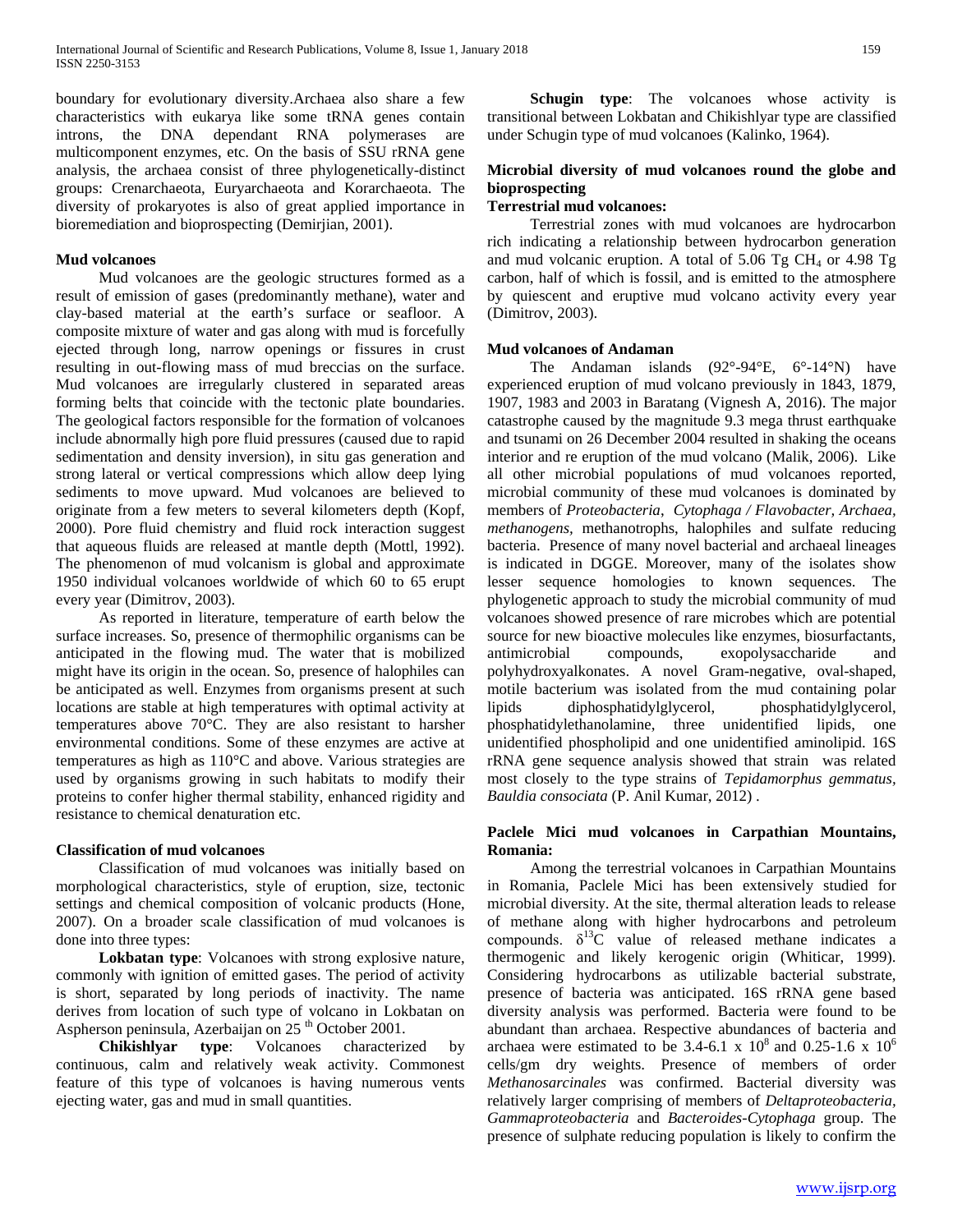boundary for evolutionary diversity.Archaea also share a few characteristics with eukarya like some tRNA genes contain introns, the DNA dependant RNA polymerases are multicomponent enzymes, etc. On the basis of SSU rRNA gene analysis, the archaea consist of three phylogenetically-distinct groups: Crenarchaeota, Euryarchaeota and Korarchaeota. The diversity of prokaryotes is also of great applied importance in bioremediation and bioprospecting (Demirjian, 2001).

### Mud volcanoes

Mud volcanoes are the geologic structures formed as a result of emission of gases (predominantly methane), water and clay-based material at the earth's surface or seafloor. A composite mixture of water and gas along with mud is forcefully ejected through long, narrow openings or fissures in crust resulting in out-flowing mass of mud breccias on the surface. Mud volcanoes are irregularly clustered in separated areas forming belts that coincide with the tectonic plate boundaries. The geological factors responsible for the formation of volcanoes include abnormally high pore fluid pressures (caused due to rapid sedimentation and density inversion), in situ gas generation and strong lateral or vertical compressions which allow deep lying sediments to move upward. Mud volcanoes are believed to originate from a few meters to several kilometers depth (Kopf, 2000). Pore fluid chemistry and fluid rock interaction suggest that aqueous fluids are released at mantle depth (Mottl, 1992). The phenomenon of mud volcanism is global and approximate 1950 individual volcanoes worldwide of which 60 to 65 erupt every year (Dimitrov, 2003).

As reported in literature, temperature of earth below the surface increases. So, presence of thermophilic organisms can be anticipated in the flowing mud. The water that is mobilized might have its origin in the ocean. So, presence of halophiles can be anticipated as well. Enzymes from organisms present at such locations are stable at high temperatures with optimal activity at temperatures above 70°C. They are also resistant to harsher environmental conditions. Some of these enzymes are active at temperatures as high as 110°C and above. Various strategies are used by organisms growing in such habitats to modify their proteins to confer higher thermal stability, enhanced rigidity and resistance to chemical denaturation etc.

### Classification of mud volcanoes

Classification of mud volcanoes was initially based on morphological characteristics, style of eruption, size, tectonic settings and chemical composition of volcanic products (Hone, 2007). On a broader scale classification of mud volcanoes is done into three types:

**Lokbatan type**: Volcanoes with strong explosive nature, commonly with ignition of emitted gases. The period of activity is short, separated by long periods of inactivity. The name derives from location of such type of volcano in Lokbatan on Aspherson peninsula, Azerbaijan on 25 th October 2001.

**Chikishlyar type**: Volcanoes characterized by continuous, calm and relatively weak activity. Commonest feature of this type of volcanoes is having numerous vents ejecting water, gas and mud in small quantities.

**Schugin type**: The volcanoes whose activity is transitional between Lokbatan and Chikishlyar type are classified under Schugin type of mud volcanoes (Kalinko, 1964).

### Microbial diversity of mud volcanoes round the globe and bioprospecting

#### Terrestrial mud volcanoes:

Terrestrial zones with mud volcanoes are hydrocarbon rich indicating a relationship between hydrocarbon generation and mud volcanic eruption. A total of 5.06 Tg $CH_4$ or 4.98 Tg carbon, half of which is fossil, and is emitted to the atmosphere by quiescent and eruptive mud volcano activity every year (Dimitrov, 2003).

#### Mud volcanoes of Andaman

The Andaman islands (92°-94°E, 6°-14°N) have experienced eruption of mud volcano previously in 1843, 1879, 1907, 1983 and 2003 in Baratang (Vignesh A, 2016). The major catastrophe caused by the magnitude 9.3 mega thrust earthquake and tsunami on 26 December 2004 resulted in shaking the oceans interior and re eruption of the mud volcano (Malik, 2006). Like all other microbial populations of mud volcanoes reported, microbial community of these mud volcanoes is dominated by members of *Proteobacteria*, *Cytophaga / Flavobacter*, *Archaea*, *methanogens*, methanotrophs, halophiles and sulfate reducing bacteria. Presence of many novel bacterial and archaeal lineages is indicated in DGGE. Moreover, many of the isolates show lesser sequence homologies to known sequences. The phylogenetic approach to study the microbial community of mud volcanoes showed presence of rare microbes which are potential source for new bioactive molecules like enzymes, biosurfactants, antimicrobial compounds, exopolysaccharide and polyhydroxyalkonates. A novel Gram-negative, oval-shaped, motile bacterium was isolated from the mud containing polar lipids diphosphatidylglycerol, phosphatidylglycerol, phosphatidylethanolamine, three unidentified lipids, one unidentified phospholipid and one unidentified aminolipid. 16S rRNA gene sequence analysis showed that strain was related most closely to the type strains of *Tepidamorphus gemmatus*, *Bauldia consociata* (P. Anil Kumar, 2012) .

#### Paclele Mici mud volcanoes in Carpathian Mountains, Romania:

Among the terrestrial volcanoes in Carpathian Mountains in Romania, Paclele Mici has been extensively studied for microbial diversity. At the site, thermal alteration leads to release of methane along with higher hydrocarbons and petroleum compounds. $\delta^{13}C$ value of released methane indicates a thermogenic and likely kerogenic origin (Whiticar, 1999). Considering hydrocarbons as utilizable bacterial substrate, presence of bacteria was anticipated. 16S rRNA gene based diversity analysis was performed. Bacteria were found to be abundant than archaea. Respective abundances of bacteria and archaea were estimated to be 3.4-6.1 x $10^8$ and 0.25-1.6 x $10^6$ cells/gm dry weights. Presence of members of order *Methanosarcinales* was confirmed. Bacterial diversity was relatively larger comprising of members of *Deltaproteobacteria*, *Gammaproteobacteria* and *Bacteroides-Cytophaga* group. The presence of sulphate reducing population is likely to confirm the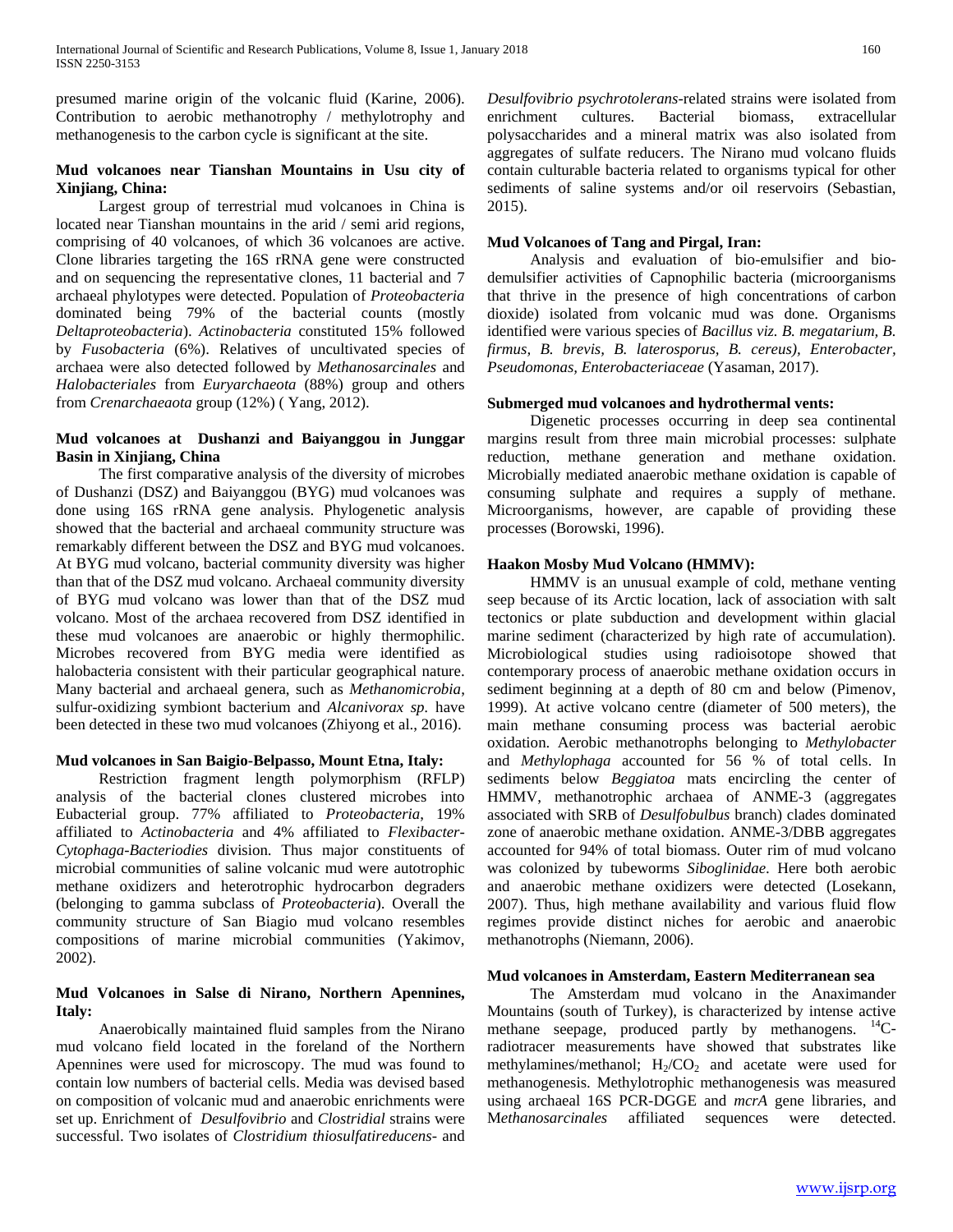presumed marine origin of the volcanic fluid (Karine, 2006). Contribution to aerobic methanotrophy / methylotrophy and methanogenesis to the carbon cycle is significant at the site.

**Mud volcanoes near Tianshan Mountains in Usu city of Xinjiang, China:**

Largest group of terrestrial mud volcanoes in China is located near Tianshan mountains in the arid / semi arid regions, comprising of 40 volcanoes, of which 36 volcanoes are active. Clone libraries targeting the 16S rRNA gene were constructed and on sequencing the representative clones, 11 bacterial and 7 archaeal phylotypes were detected. Population of *Proteobacteria* dominated being 79% of the bacterial counts (mostly *Deltaproteobacteria*). *Actinobacteria* constituted 15% followed by *Fusobacteria* (6%). Relatives of uncultivated species of archaea were also detected followed by *Methanosarcinales* and *Halobacteriales* from *Euryarchaeota* (88%) group and others from *Crenarchaeaota* group (12%) ( Yang, 2012).

**Mud volcanoes at Dushanzi and Baiyanggou in Junggar Basin in Xinjiang, China**

The first comparative analysis of the diversity of microbes of Dushanzi (DSZ) and Baiyanggou (BYG) mud volcanoes was done using 16S rRNA gene analysis. Phylogenetic analysis showed that the bacterial and archaeal community structure was remarkably different between the DSZ and BYG mud volcanoes. At BYG mud volcano, bacterial community diversity was higher than that of the DSZ mud volcano. Archaeal community diversity of BYG mud volcano was lower than that of the DSZ mud volcano. Most of the archaea recovered from DSZ identified in these mud volcanoes are anaerobic or highly thermophilic. Microbes recovered from BYG media were identified as halobacteria consistent with their particular geographical nature. Many bacterial and archaeal genera, such as *Methanomicrobia*, sulfur-oxidizing symbiont bacterium and *Alcanivorax sp*. have been detected in these two mud volcanoes (Zhiyong et al., 2016).

**Mud volcanoes in San Baigio-Belpasso, Mount Etna, Italy:**

Restriction fragment length polymorphism (RFLP) analysis of the bacterial clones clustered microbes into Eubacterial group. 77% affiliated to *Proteobacteria*, 19% affiliated to *Actinobacteria* and 4% affiliated to *Flexibacter-Cytophaga-Bacteriodies* division. Thus major constituents of microbial communities of saline volcanic mud were autotrophic methane oxidizers and heterotrophic hydrocarbon degraders (belonging to gamma subclass of *Proteobacteria*). Overall the community structure of San Biagio mud volcano resembles compositions of marine microbial communities (Yakimov, 2002).

**Mud Volcanoes in Salse di Nirano, Northern Apennines, Italy:**

Anaerobically maintained fluid samples from the Nirano mud volcano field located in the foreland of the Northern Apennines were used for microscopy. The mud was found to contain low numbers of bacterial cells. Media was devised based on composition of volcanic mud and anaerobic enrichments were set up. Enrichment of *Desulfovibrio* and *Clostridial* strains were successful. Two isolates of *Clostridium thiosulfatireducens*- and *Desulfovibrio psychrotolerans*-related strains were isolated from enrichment cultures. Bacterial biomass, extracellular polysaccharides and a mineral matrix was also isolated from aggregates of sulfate reducers. The Nirano mud volcano fluids contain culturable bacteria related to organisms typical for other sediments of saline systems and/or oil reservoirs (Sebastian, 2015).

**Mud Volcanoes of Tang and Pirgal, Iran:**

Analysis and evaluation of bio-emulsifier and bio-demulsifier activities of Capnophilic bacteria (microorganisms that thrive in the presence of high concentrations of carbon dioxide) isolated from volcanic mud was done. Organisms identified were various species of *Bacillus viz. B. megatarium, B. firmus, B. brevis, B. laterosporus, B. cereus), Enterobacter, Pseudomonas, Enterobacteriaceae* (Yasaman, 2017).

**Submerged mud volcanoes and hydrothermal vents:**

Digenetic processes occurring in deep sea continental margins result from three main microbial processes: sulphate reduction, methane generation and methane oxidation. Microbially mediated anaerobic methane oxidation is capable of consuming sulphate and requires a supply of methane. Microorganisms, however, are capable of providing these processes (Borowski, 1996).

**Haakon Mosby Mud Volcano (HMMV):**

HMMV is an unusual example of cold, methane venting seep because of its Arctic location, lack of association with salt tectonics or plate subduction and development within glacial marine sediment (characterized by high rate of accumulation). Microbiological studies using radioisotope showed that contemporary process of anaerobic methane oxidation occurs in sediment beginning at a depth of 80 cm and below (Pimenov, 1999). At active volcano centre (diameter of 500 meters), the main methane consuming process was bacterial aerobic oxidation. Aerobic methanotrophs belonging to *Methylobacter* and *Methylophaga* accounted for 56 % of total cells. In sediments below *Beggiatoa* mats encircling the center of HMMV, methanotrophic archaea of ANME-3 (aggregates associated with SRB of *Desulfobulbus* branch) clades dominated zone of anaerobic methane oxidation. ANME-3/DBB aggregates accounted for 94% of total biomass. Outer rim of mud volcano was colonized by tubeworms *Siboglinidae*. Here both aerobic and anaerobic methane oxidizers were detected (Losekann, 2007). Thus, high methane availability and various fluid flow regimes provide distinct niches for aerobic and anaerobic methanotrophs (Niemann, 2006).

**Mud volcanoes in Amsterdam, Eastern Mediterranean sea**

The Amsterdam mud volcano in the Anaximander Mountains (south of Turkey), is characterized by intense active methane seepage, produced partly by methanogens. $^{14}C$-radiotracer measurements have showed that substrates like methylamines/methanol; $H_2/CO_2$ and acetate were used for methanogenesis. Methylotrophic methanogenesis was measured using archaeal 16S PCR-DGGE and *mcrA* gene libraries, and M*ethanosarcinales* affiliated sequences were detected.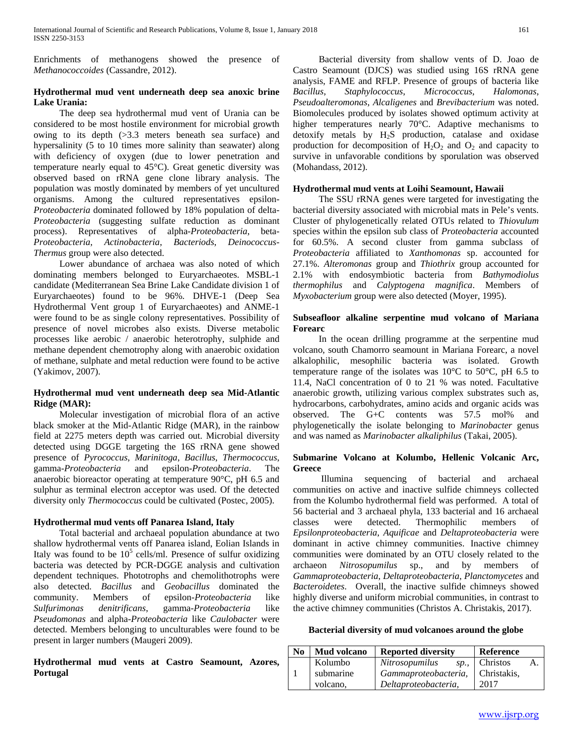Enrichments of methanogens showed the presence of *Methanococcoides* (Cassandre, 2012).

**Hydrothermal mud vent underneath deep sea anoxic brine Lake Urania:**

The deep sea hydrothermal mud vent of Urania can be considered to be most hostile environment for microbial growth owing to its depth (>3.3 meters beneath sea surface) and hypersalinity (5 to 10 times more salinity than seawater) along with deficiency of oxygen (due to lower penetration and temperature nearly equal to 45°C). Great genetic diversity was observed based on rRNA gene clone library analysis. The population was mostly dominated by members of yet uncultured organisms. Among the cultured representatives epsilon-*Proteobacteria* dominated followed by 18% population of delta-*Proteobacteria* (suggesting sulfate reduction as dominant process). Representatives of alpha-*Proteobacteria*, beta-*Proteobacteria*, *Actinobacteria*, *Bacteriods*, *Deinococcus-Thermus* group were also detected.

Lower abundance of archaea was also noted of which dominating members belonged to Euryarchaeotes. MSBL-1 candidate (Mediterranean Sea Brine Lake Candidate division 1 of Euryarchaeotes) found to be 96%. DHVE-1 (Deep Sea Hydrothermal Vent group 1 of Euryarchaeotes) and ANME-1 were found to be as single colony representatives. Possibility of presence of novel microbes also exists. Diverse metabolic processes like aerobic / anaerobic heterotrophy, sulphide and methane dependent chemotrophy along with anaerobic oxidation of methane, sulphate and metal reduction were found to be active (Yakimov, 2007).

**Hydrothermal mud vent underneath deep sea Mid-Atlantic Ridge (MAR):**

Molecular investigation of microbial flora of an active black smoker at the Mid-Atlantic Ridge (MAR), in the rainbow field at 2275 meters depth was carried out. Microbial diversity detected using DGGE targeting the 16S rRNA gene showed presence of *Pyrococcus*, *Marinitoga*, *Bacillus*, *Thermococcus*, gamma-*Proteobacteria* and epsilon-*Proteobacteria*. The anaerobic bioreactor operating at temperature 90°C, pH 6.5 and sulphur as terminal electron acceptor was used. Of the detected diversity only *Thermococcus* could be cultivated (Postec, 2005).

**Hydrothermal mud vents off Panarea Island, Italy**

Total bacterial and archaeal population abundance at two shallow hydrothermal vents off Panarea island, Eolian Islands in Italy was found to be $10^5$ cells/ml. Presence of sulfur oxidizing bacteria was detected by PCR-DGGE analysis and cultivation dependent techniques. Phototrophs and chemolithotrophs were also detected. *Bacillus* and *Geobacillus* dominated the community. Members of epsilon-*Proteobacteria* like *Sulfurimonas denitrificans*, gamma-*Proteobacteria* like *Pseudomonas* and alpha-*Proteobacteria* like *Caulobacter* were detected. Members belonging to unculturables were found to be present in larger numbers (Maugeri 2009).

**Hydrothermal mud vents at Castro Seamount, Azores, Portugal**

Bacterial diversity from shallow vents of D. Joao de Castro Seamount (DJCS) was studied using 16S rRNA gene analysis, FAME and RFLP. Presence of groups of bacteria like *Bacillus*, *Staphylococcus*, *Micrococcus*, *Halomonas*, *Pseudoalteromonas*, *Alcaligenes* and *Brevibacterium* was noted. Biomolecules produced by isolates showed optimum activity at higher temperatures nearly 70°C. Adaptive mechanisms to detoxify metals by $H_2S$ production, catalase and oxidase production for decomposition of $H_2O_2$ and $O_2$ and capacity to survive in unfavorable conditions by sporulation was observed (Mohandass, 2012).

**Hydrothermal mud vents at Loihi Seamount, Hawaii**

The SSU rRNA genes were targeted for investigating the bacterial diversity associated with microbial mats in Pele's vents. Cluster of phylogenetically related OTUs related to *Thiovulum* species within the epsilon sub class of *Proteobacteria* accounted for 60.5%. A second cluster from gamma subclass of *Proteobacteria* affiliated to *Xanthomonas* sp. accounted for 27.1%. *Alteromonas* group and *Thiothrix* group accounted for 2.1% with endosymbiotic bacteria from *Bathymodiolus thermophilus* and *Calyptogena magnifica*. Members of *Myxobacterium* group were also detected (Moyer, 1995).

**Subseafloor alkaline serpentine mud volcano of Mariana Forearc**

In the ocean drilling programme at the serpentine mud volcano, south Chamorro seamount in Mariana Forearc, a novel alkalophilic, mesophilic bacteria was isolated. Growth temperature range of the isolates was 10°C to 50°C, pH 6.5 to 11.4, NaCl concentration of 0 to 21 % was noted. Facultative anaerobic growth, utilizing various complex substrates such as, hydrocarbons, carbohydrates, amino acids and organic acids was observed. The G+C contents was 57.5 mol% and phylogenetically the isolate belonging to *Marinobacter* genus and was named as *Marinobacter alkaliphilus* (Takai, 2005).

**Submarine Volcano at Kolumbo, Hellenic Volcanic Arc, Greece**

Illumina sequencing of bacterial and archaeal communities on active and inactive sulfide chimneys collected from the Kolumbo hydrothermal field was performed. A total of 56 bacterial and 3 archaeal phyla, 133 bacterial and 16 archaeal classes were detected. Thermophilic members of *Epsilonproteobacteria*, *Aquificae* and *Deltaproteobacteria* were dominant in active chimney communities. Inactive chimney communities were dominated by an OTU closely related to the archaeon *Nitrosopumilus* sp., and by members of *Gammaproteobacteria*, *Deltaproteobacteria*, *Planctomycetes* and *Bacteroidetes*. Overall, the inactive sulfide chimneys showed highly diverse and uniform microbial communities, in contrast to the active chimney communities (Christos A. Christakis, 2017).

**Bacterial diversity of mud volcanoes around the globe**

| No | Mud volcano | Reported diversity | Reference |
|---|---|---|---|
| 1 | Kolumbo submarine volcano, | *Nitrosopumilus sp.*, *Gammaproteobacteria*, *Deltaproteobacteria*, | Christos A. Christakis, 2017 |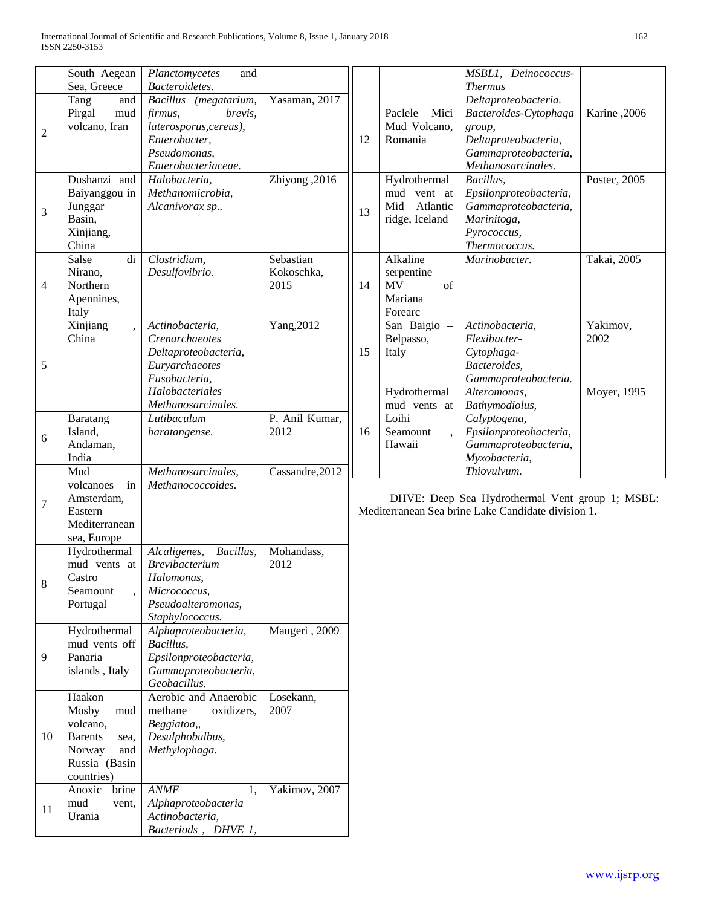| | | | |
|---|---|---|---|
| | South Aegean Sea, Greece | *Planctomycetes* and *Bacteroidetes.* | |
| 2 | Tang and Pirgal mud volcano, Iran | *Bacillus (megatarium, firmus, brevis, laterosporus,cereus), Enterobacter, Pseudomonas, Enterobacteriaceae.* | Yasaman, 2017 |
| 3 | Dushanzi and Baiyanggou in Junggar Basin, Xinjiang, China | *Halobacteria, Methanomicrobia, Alcanivorax sp..* | Zhiyong ,2016 |
| 4 | Salse di Nirano, Northern Apennines, Italy | *Clostridium, Desulfovibrio.* | Sebastian Kokoschka, 2015 |
| 5 | Xinjiang , China | *Actinobacteria, Crenarchaeotes Deltaproteobacteria, Euryarchaeotes Fusobacteria, Halobacteriales Methanosarcinales.* | Yang,2012 |
| 6 | Baratang Island, Andaman, India | *Lutibaculum baratangense.* | P. Anil Kumar, 2012 |
| 7 | Mud volcanoes in Amsterdam, Eastern Mediterranean sea, Europe | *Methanosarcinales, Methanococcoides.* | Cassandre,2012 |
| 8 | Hydrothermal mud vents at Castro Seamount , Portugal | *Alcaligenes, Bacillus, Brevibacterium Halomonas, Micrococcus, Pseudoalteromonas, Staphylococcus.* | Mohandass, 2012 |
| 9 | Hydrothermal mud vents off Panaria islands , Italy | *Alphaproteobacteria, Bacillus, Epsilonproteobacteria, Gammaproteobacteria, Geobacillus.* | Maugeri , 2009 |
| 10 | Haakon Mosby mud volcano, Barents sea, Norway and Russia (Basin countries) | Aerobic and Anaerobic methane oxidizers, *Beggiatoa,, Desulphobulbus, Methylophaga.* | Losekann, 2007 |
| 11 | Anoxic brine mud vent, Urania | *ANME 1, Alphaproteobacteria Actinobacteria, Bacteriods , DHVE 1, MSBL1, Deinococcus-Thermus Deltaproteobacteria.* | Yakimov, 2007 |
| 12 | Paclele Mici Mud Volcano, Romania | *Bacteroides-Cytophaga group, Deltaproteobacteria, Gammaproteobacteria, Methanosarcinales.* | Karine ,2006 |
| 13 | Hydrothermal mud vent at Mid Atlantic ridge, Iceland | *Bacillus, Epsilonproteobacteria, Gammaproteobacteria, Marinitoga, Pyrococcus, Thermococcus.* | Postec, 2005 |
| 14 | Alkaline serpentine MV of Mariana Forearc | *Marinobacter.* | Takai, 2005 |
| 15 | San Baigio – Belpasso, Italy | *Actinobacteria, Flexibacter-Cytophaga-Bacteroides, Gammaproteobacteria.* | Yakimov, 2002 |
| 16 | Hydrothermal mud vents at Loihi Seamount , Hawaii | *Alteromonas, Bathymodiolus, Calyptogena, Epsilonproteobacteria, Gammaproteobacteria, Myxobacteria, Thiovulvum.* | Moyer, 1995 |

DHVE: Deep Sea Hydrothermal Vent group 1; MSBL: Mediterranean Sea brine Lake Candidate division 1.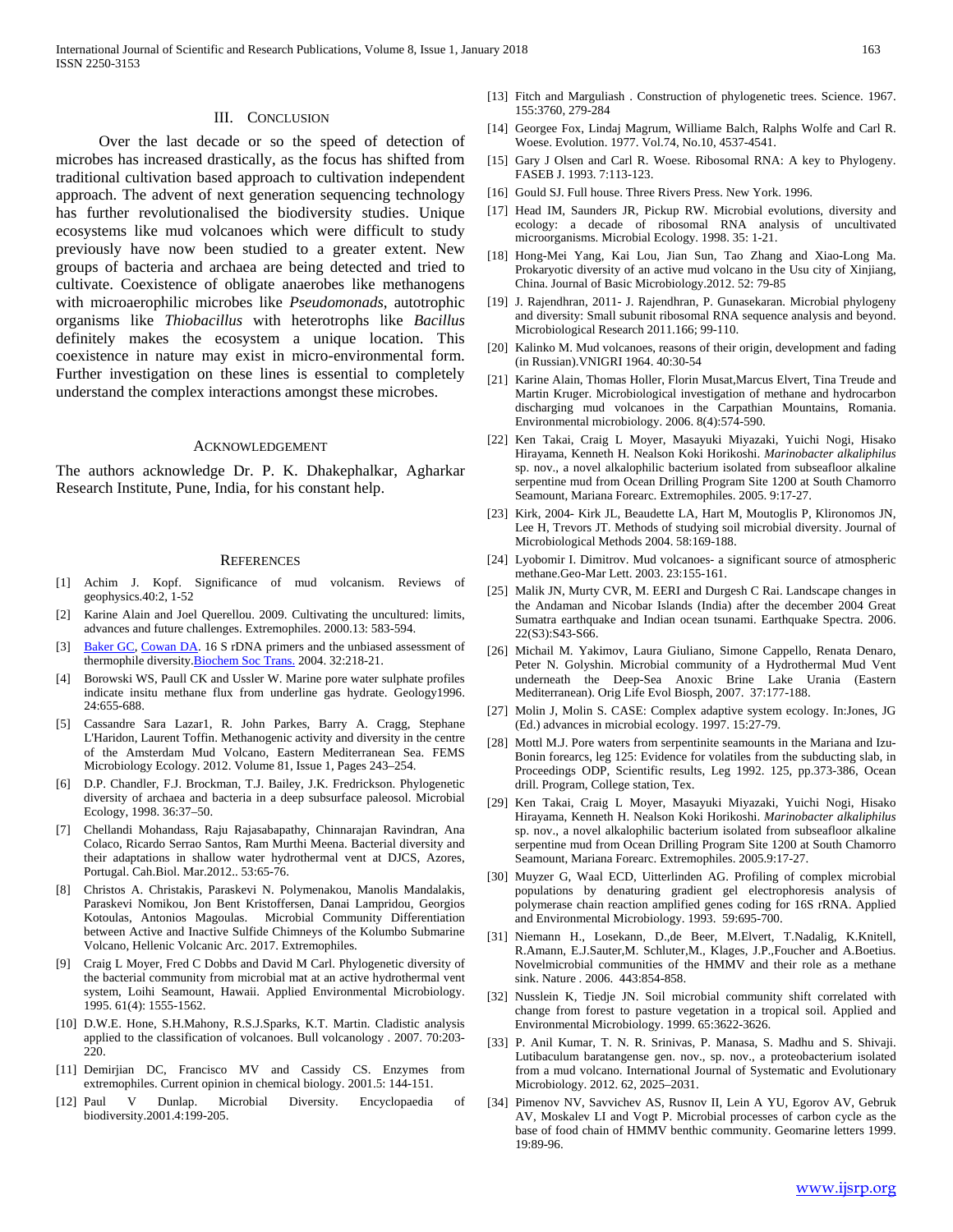## III. Conclusion

Over the last decade or so the speed of detection of microbes has increased drastically, as the focus has shifted from traditional cultivation based approach to cultivation independent approach. The advent of next generation sequencing technology has further revolutionalised the biodiversity studies. Unique ecosystems like mud volcanoes which were difficult to study previously have now been studied to a greater extent. New groups of bacteria and archaea are being detected and tried to cultivate. Coexistence of obligate anaerobes like methanogens with microaerophilic microbes like *Pseudomonads*, autotrophic organisms like *Thiobacillus* with heterotrophs like *Bacillus* definitely makes the ecosystem a unique location. This coexistence in nature may exist in micro-environmental form. Further investigation on these lines is essential to completely understand the complex interactions amongst these microbes.

## Acknowledgement

The authors acknowledge Dr. P. K. Dhakephalkar, Agharkar Research Institute, Pune, India, for his constant help.

## References

[1] Achim J. Kopf. Significance of mud volcanism. Reviews of geophysics.40:2, 1-52

[2] Karine Alain and Joel Querellou. 2009. Cultivating the uncultured: limits, advances and future challenges. Extremophiles. 2000.13: 583-594.

[3] Baker GC, Cowan DA. 16 S rDNA primers and the unbiased assessment of thermophile diversity.Biochem Soc Trans. 2004. 32:218-21.

[4] Borowski WS, Paull CK and Ussler W. Marine pore water sulphate profiles indicate insitu methane flux from underline gas hydrate. Geology1996. 24:655-688.

[5] Cassandre Sara Lazar1, R. John Parkes, Barry A. Cragg, Stephane L'Haridon, Laurent Toffin. Methanogenic activity and diversity in the centre of the Amsterdam Mud Volcano, Eastern Mediterranean Sea. FEMS Microbiology Ecology. 2012. Volume 81, Issue 1, Pages 243–254.

[6] D.P. Chandler, F.J. Brockman, T.J. Bailey, J.K. Fredrickson. Phylogenetic diversity of archaea and bacteria in a deep subsurface paleosol. Microbial Ecology, 1998. 36:37–50.

[7] Chellandi Mohandass, Raju Rajasabapathy, Chinnarajan Ravindran, Ana Colaco, Ricardo Serrao Santos, Ram Murthi Meena. Bacterial diversity and their adaptations in shallow water hydrothermal vent at DJCS, Azores, Portugal. Cah.Biol. Mar.2012.. 53:65-76.

[8] Christos A. Christakis, Paraskevi N. Polymenakou, Manolis Mandalakis, Paraskevi Nomikou, Jon Bent Kristoffersen, Danai Lampridou, Georgios Kotoulas, Antonios Magoulas. Microbial Community Differentiation between Active and Inactive Sulfide Chimneys of the Kolumbo Submarine Volcano, Hellenic Volcanic Arc. 2017. Extremophiles.

[9] Craig L Moyer, Fred C Dobbs and David M Carl. Phylogenetic diversity of the bacterial community from microbial mat at an active hydrothermal vent system, Loihi Seamount, Hawaii. Applied Environmental Microbiology. 1995. 61(4): 1555-1562.

[10] D.W.E. Hone, S.H.Mahony, R.S.J.Sparks, K.T. Martin. Cladistic analysis applied to the classification of volcanoes. Bull volcanology . 2007. 70:203-220.

[11] Demirjian DC, Francisco MV and Cassidy CS. Enzymes from extremophiles. Current opinion in chemical biology. 2001.5: 144-151.

[12] Paul V Dunlap. Microbial Diversity. Encyclopaedia of biodiversity.2001.4:199-205.

[13] Fitch and Marguliash . Construction of phylogenetic trees. Science. 1967. 155:3760, 279-284

[14] Georgee Fox, Lindaj Magrum, Williame Balch, Ralphs Wolfe and Carl R. Woese. Evolution. 1977. Vol.74, No.10, 4537-4541.

[15] Gary J Olsen and Carl R. Woese. Ribosomal RNA: A key to Phylogeny. FASEB J. 1993. 7:113-123.

[16] Gould SJ. Full house. Three Rivers Press. New York. 1996.

[17] Head IM, Saunders JR, Pickup RW. Microbial evolutions, diversity and ecology: a decade of ribosomal RNA analysis of uncultivated microorganisms. Microbial Ecology. 1998. 35: 1-21.

[18] Hong-Mei Yang, Kai Lou, Jian Sun, Tao Zhang and Xiao-Long Ma. Prokaryotic diversity of an active mud volcano in the Usu city of Xinjiang, China. Journal of Basic Microbiology.2012. 52: 79-85

[19] J. Rajendhran, 2011- J. Rajendhran, P. Gunasekaran. Microbial phylogeny and diversity: Small subunit ribosomal RNA sequence analysis and beyond. Microbiological Research 2011.166; 99-110.

[20] Kalinko M. Mud volcanoes, reasons of their origin, development and fading (in Russian).VNIGRI 1964. 40:30-54

[21] Karine Alain, Thomas Holler, Florin Musat,Marcus Elvert, Tina Treude and Martin Kruger. Microbiological investigation of methane and hydrocarbon discharging mud volcanoes in the Carpathian Mountains, Romania. Environmental microbiology. 2006. 8(4):574-590.

[22] Ken Takai, Craig L Moyer, Masayuki Miyazaki, Yuichi Nogi, Hisako Hirayama, Kenneth H. Nealson Koki Horikoshi. *Marinobacter alkaliphilus* sp. nov., a novel alkalophilic bacterium isolated from subseafloor alkaline serpentine mud from Ocean Drilling Program Site 1200 at South Chamorro Seamount, Mariana Forearc. Extremophiles. 2005. 9:17-27.

[23] Kirk, 2004- Kirk JL, Beaudette LA, Hart M, Moutoglis P, Klironomos JN, Lee H, Trevors JT. Methods of studying soil microbial diversity. Journal of Microbiological Methods 2004. 58:169-188.

[24] Lyobomir I. Dimitrov. Mud volcanoes- a significant source of atmospheric methane.Geo-Mar Lett. 2003. 23:155-161.

[25] Malik JN, Murty CVR, M. EERI and Durgesh C Rai. Landscape changes in the Andaman and Nicobar Islands (India) after the december 2004 Great Sumatra earthquake and Indian ocean tsunami. Earthquake Spectra. 2006. 22(S3):S43-S66.

[26] Michail M. Yakimov, Laura Giuliano, Simone Cappello, Renata Denaro, Peter N. Golyshin. Microbial community of a Hydrothermal Mud Vent underneath the Deep-Sea Anoxic Brine Lake Urania (Eastern Mediterranean). Orig Life Evol Biosph, 2007. 37:177-188.

[27] Molin J, Molin S. CASE: Complex adaptive system ecology. In:Jones, JG (Ed.) advances in microbial ecology. 1997. 15:27-79.

[28] Mottl M.J. Pore waters from serpentinite seamounts in the Mariana and Izu-Bonin forearcs, leg 125: Evidence for volatiles from the subducting slab, in Proceedings ODP, Scientific results, Leg 1992. 125, pp.373-386, Ocean drill. Program, College station, Tex.

[29] Ken Takai, Craig L Moyer, Masayuki Miyazaki, Yuichi Nogi, Hisako Hirayama, Kenneth H. Nealson Koki Horikoshi. *Marinobacter alkaliphilus* sp. nov., a novel alkalophilic bacterium isolated from subseafloor alkaline serpentine mud from Ocean Drilling Program Site 1200 at South Chamorro Seamount, Mariana Forearc. Extremophiles. 2005.9:17-27.

[30] Muyzer G, Waal ECD, Uitterlinden AG. Profiling of complex microbial populations by denaturing gradient gel electrophoresis analysis of polymerase chain reaction amplified genes coding for 16S rRNA. Applied and Environmental Microbiology. 1993. 59:695-700.

[31] Niemann H., Losekann, D.,de Beer, M.Elvert, T.Nadalig, K.Knitell, R.Amann, E.J.Sauter,M. Schluter,M., Klages, J.P.,Foucher and A.Boetius. Novelmicrobial communities of the HMMV and their role as a methane sink. Nature . 2006. 443:854-858.

[32] Nusslein K, Tiedje JN. Soil microbial community shift correlated with change from forest to pasture vegetation in a tropical soil. Applied and Environmental Microbiology. 1999. 65:3622-3626.

[33] P. Anil Kumar, T. N. R. Srinivas, P. Manasa, S. Madhu and S. Shivaji. Lutibaculum baratangense gen. nov., sp. nov., a proteobacterium isolated from a mud volcano. International Journal of Systematic and Evolutionary Microbiology. 2012. 62, 2025–2031.

[34] Pimenov NV, Savvichev AS, Rusnov II, Lein A YU, Egorov AV, Gebruk AV, Moskalev LI and Vogt P. Microbial processes of carbon cycle as the base of food chain of HMMV benthic community. Geomarine letters 1999. 19:89-96.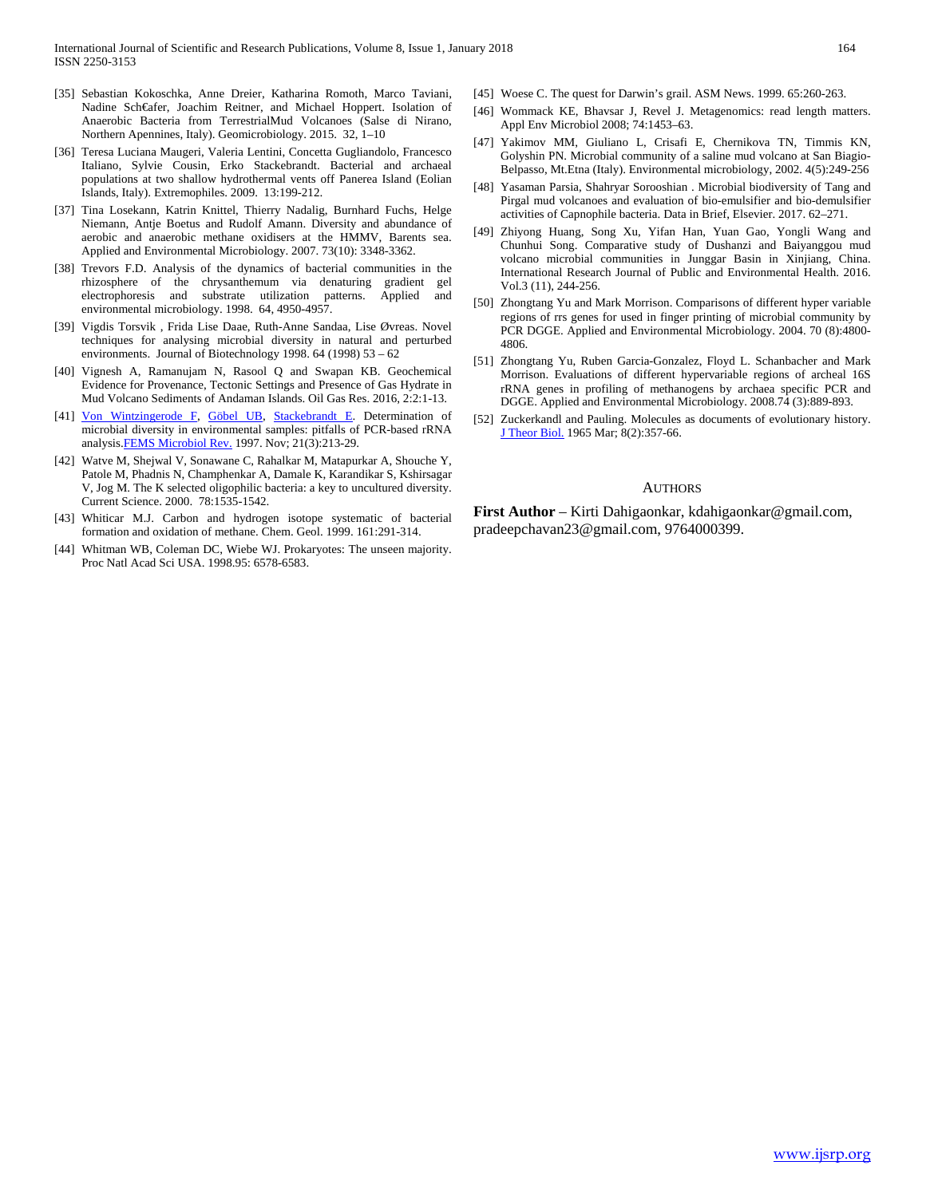[35] Sebastian Kokoschka, Anne Dreier, Katharina Romoth, Marco Taviani, Nadine Sch€afer, Joachim Reitner, and Michael Hoppert. Isolation of Anaerobic Bacteria from TerrestrialMud Volcanoes (Salse di Nirano, Northern Apennines, Italy). Geomicrobiology. 2015. 32, 1–10

[36] Teresa Luciana Maugeri, Valeria Lentini, Concetta Gugliandolo, Francesco Italiano, Sylvie Cousin, Erko Stackebrandt. Bacterial and archaeal populations at two shallow hydrothermal vents off Panerea Island (Eolian Islands, Italy). Extremophiles. 2009. 13:199-212.

[37] Tina Losekann, Katrin Knittel, Thierry Nadalig, Burnhard Fuchs, Helge Niemann, Antje Boetus and Rudolf Amann. Diversity and abundance of aerobic and anaerobic methane oxidisers at the HMMV, Barents sea. Applied and Environmental Microbiology. 2007. 73(10): 3348-3362.

[38] Trevors F.D. Analysis of the dynamics of bacterial communities in the rhizosphere of the chrysanthemum via denaturing gradient gel electrophoresis and substrate utilization patterns. Applied and environmental microbiology. 1998. 64, 4950-4957.

[39] Vigdis Torsvik , Frida Lise Daae, Ruth-Anne Sandaa, Lise Øvreas. Novel techniques for analysing microbial diversity in natural and perturbed environments. Journal of Biotechnology 1998. 64 (1998) 53 – 62

[40] Vignesh A, Ramanujam N, Rasool Q and Swapan KB. Geochemical Evidence for Provenance, Tectonic Settings and Presence of Gas Hydrate in Mud Volcano Sediments of Andaman Islands. Oil Gas Res. 2016, 2:2:1-13.

[41] Von Wintzingerode F, Göbel UB, Stackebrandt E. Determination of microbial diversity in environmental samples: pitfalls of PCR-based rRNA analysis.FEMS Microbiol Rev. 1997. Nov; 21(3):213-29.

[42] Watve M, Shejwal V, Sonawane C, Rahalkar M, Matapurkar A, Shouche Y, Patole M, Phadnis N, Champhenkar A, Damale K, Karandikar S, Kshirsagar V, Jog M. The K selected oligophilic bacteria: a key to uncultured diversity. Current Science. 2000. 78:1535-1542.

[43] Whiticar M.J. Carbon and hydrogen isotope systematic of bacterial formation and oxidation of methane. Chem. Geol. 1999. 161:291-314.

[44] Whitman WB, Coleman DC, Wiebe WJ. Prokaryotes: The unseen majority. Proc Natl Acad Sci USA. 1998.95: 6578-6583.

[45] Woese C. The quest for Darwin's grail. ASM News. 1999. 65:260-263.

[46] Wommack KE, Bhavsar J, Revel J. Metagenomics: read length matters. Appl Env Microbiol 2008; 74:1453–63.

[47] Yakimov MM, Giuliano L, Crisafi E, Chernikova TN, Timmis KN, Golyshin PN. Microbial community of a saline mud volcano at San Biagio-Belpasso, Mt.Etna (Italy). Environmental microbiology, 2002. 4(5):249-256

[48] Yasaman Parsia, Shahryar Sorooshian . Microbial biodiversity of Tang and Pirgal mud volcanoes and evaluation of bio-emulsifier and bio-demulsifier activities of Capnophile bacteria. Data in Brief, Elsevier. 2017. 62–271.

[49] Zhiyong Huang, Song Xu, Yifan Han, Yuan Gao, Yongli Wang and Chunhui Song. Comparative study of Dushanzi and Baiyanggou mud volcano microbial communities in Junggar Basin in Xinjiang, China. International Research Journal of Public and Environmental Health. 2016. Vol.3 (11), 244-256.

[50] Zhongtang Yu and Mark Morrison. Comparisons of different hyper variable regions of rrs genes for used in finger printing of microbial community by PCR DGGE. Applied and Environmental Microbiology. 2004. 70 (8):4800-4806.

[51] Zhongtang Yu, Ruben Garcia-Gonzalez, Floyd L. Schanbacher and Mark Morrison. Evaluations of different hypervariable regions of archeal 16S rRNA genes in profiling of methanogens by archaea specific PCR and DGGE. Applied and Environmental Microbiology. 2008.74 (3):889-893.

[52] Zuckerkandl and Pauling. Molecules as documents of evolutionary history. J Theor Biol. 1965 Mar; 8(2):357-66.

## Authors

**First Author** – Kirti Dahigaonkar, kdahigaonkar@gmail.com, pradeepchavan23@gmail.com, 9764000399.